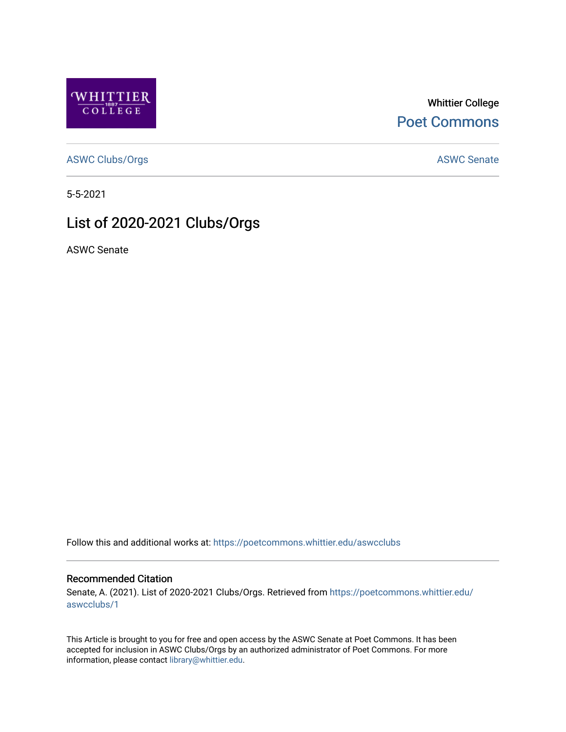Whittier College

Poet Commons

ASWC Clubs/Orgs

ASWC Senate

5-5-2021

# List of 2020-2021 Clubs/Orgs

ASWC Senate

Follow this and additional works at: https://poetcommons.whittier.edu/aswcclubs

## Recommended Citation

Senate, A. (2021). List of 2020-2021 Clubs/Orgs. Retrieved from https://poetcommons.whittier.edu/aswcclubs/1

This Article is brought to you for free and open access by the ASWC Senate at Poet Commons. It has been accepted for inclusion in ASWC Clubs/Orgs by an authorized administrator of Poet Commons. For more information, please contact library@whittier.edu.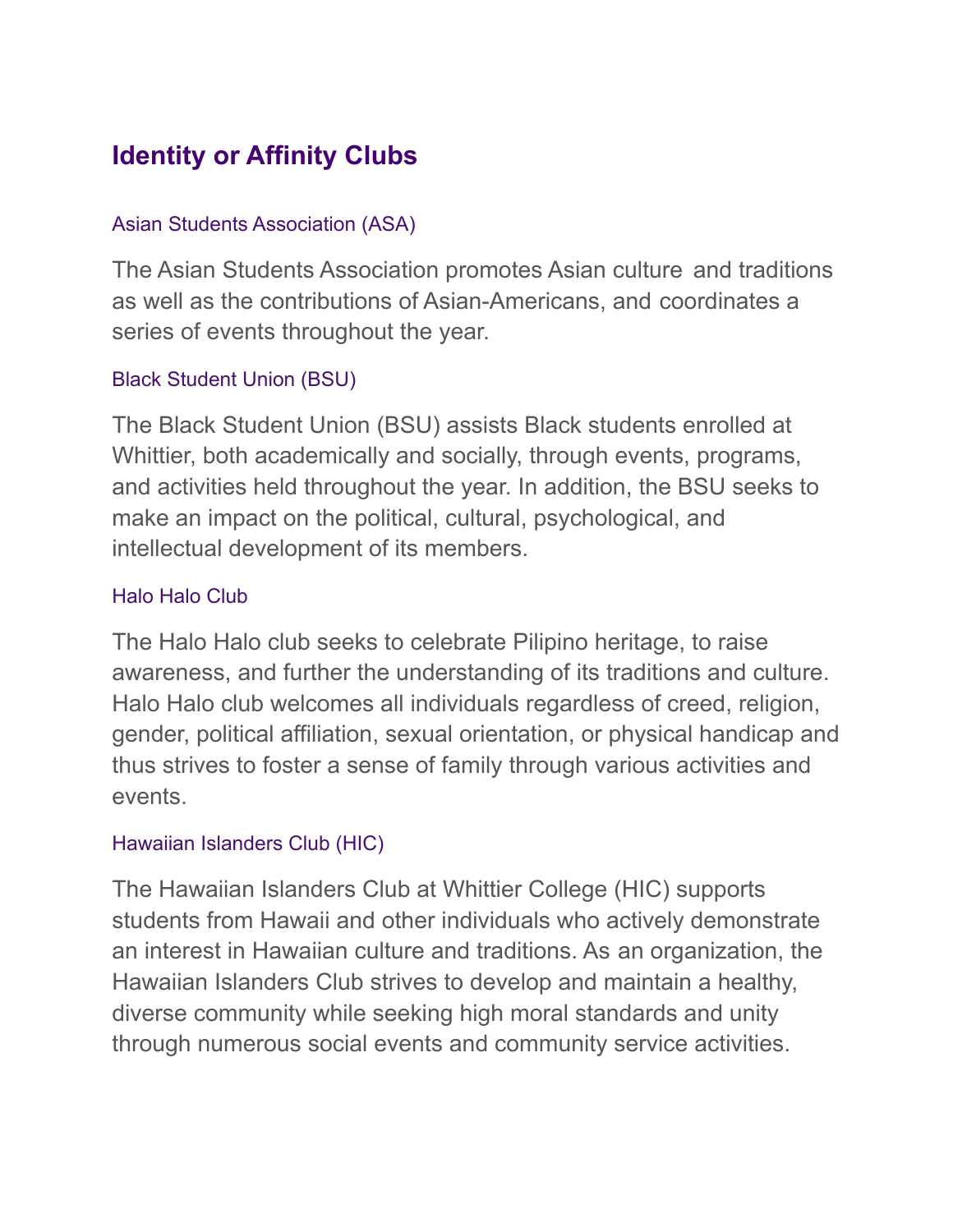## Identity or Affinity Clubs

### Asian Students Association (ASA)

The Asian Students Association promotes Asian culture and traditions as well as the contributions of Asian-Americans, and coordinates a series of events throughout the year.

### Black Student Union (BSU)

The Black Student Union (BSU) assists Black students enrolled at Whittier, both academically and socially, through events, programs, and activities held throughout the year. In addition, the BSU seeks to make an impact on the political, cultural, psychological, and intellectual development of its members.

### Halo Halo Club

The Halo Halo club seeks to celebrate Pilipino heritage, to raise awareness, and further the understanding of its traditions and culture. Halo Halo club welcomes all individuals regardless of creed, religion, gender, political affiliation, sexual orientation, or physical handicap and thus strives to foster a sense of family through various activities and events.

### Hawaiian Islanders Club (HIC)

The Hawaiian Islanders Club at Whittier College (HIC) supports students from Hawaii and other individuals who actively demonstrate an interest in Hawaiian culture and traditions. As an organization, the Hawaiian Islanders Club strives to develop and maintain a healthy, diverse community while seeking high moral standards and unity through numerous social events and community service activities.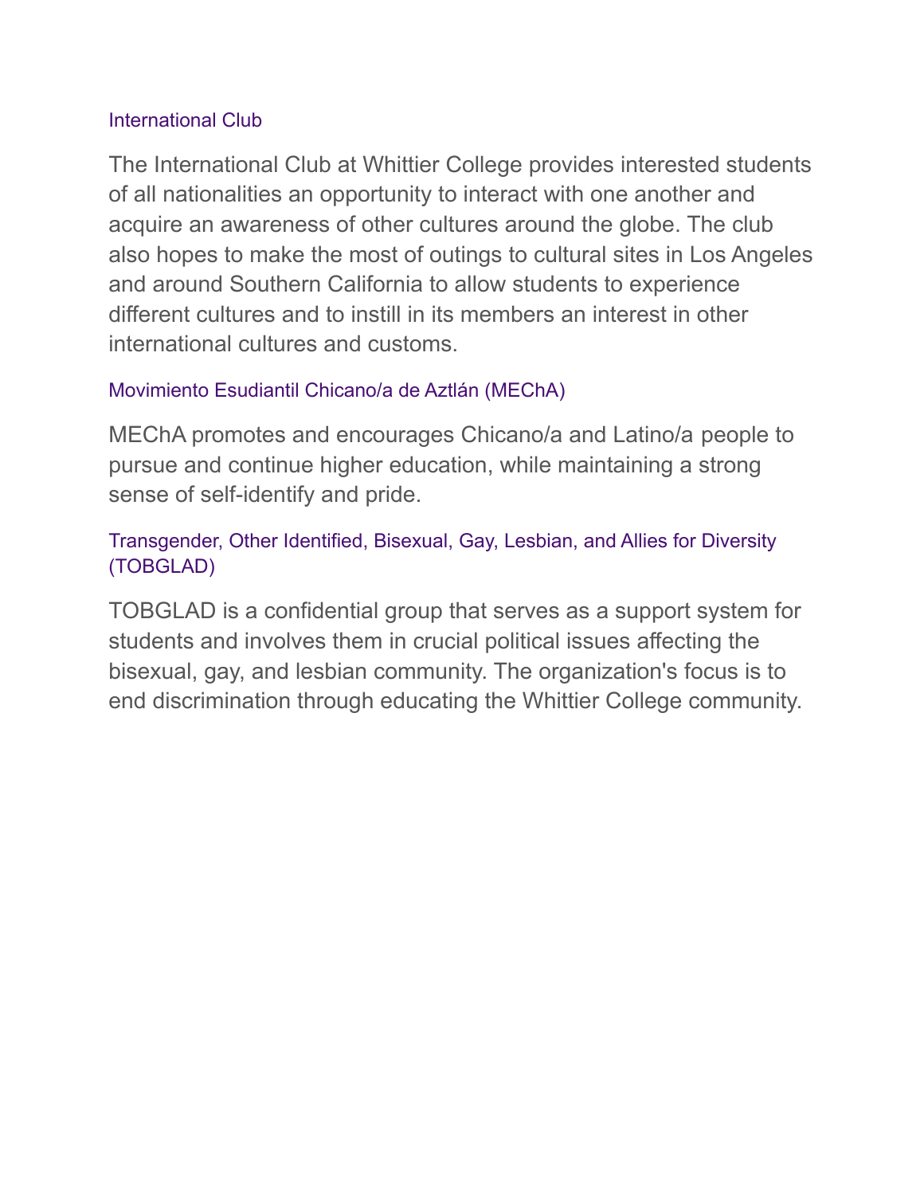### International Club

The International Club at Whittier College provides interested students of all nationalities an opportunity to interact with one another and acquire an awareness of other cultures around the globe. The club also hopes to make the most of outings to cultural sites in Los Angeles and around Southern California to allow students to experience different cultures and to instill in its members an interest in other international cultures and customs.

### Movimiento Esudiantil Chicano/a de Aztlán (MEChA)

MEChA promotes and encourages Chicano/a and Latino/a people to pursue and continue higher education, while maintaining a strong sense of self-identify and pride.

### Transgender, Other Identified, Bisexual, Gay, Lesbian, and Allies for Diversity (TOBGLAD)

TOBGLAD is a confidential group that serves as a support system for students and involves them in crucial political issues affecting the bisexual, gay, and lesbian community. The organization's focus is to end discrimination through educating the Whittier College community.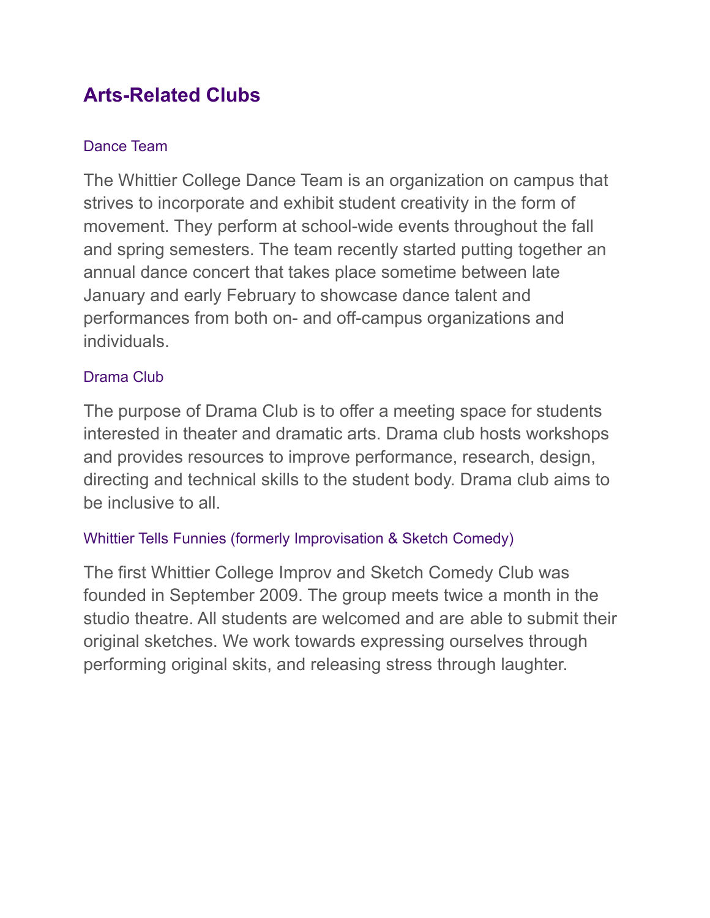## Arts-Related Clubs

### Dance Team

The Whittier College Dance Team is an organization on campus that strives to incorporate and exhibit student creativity in the form of movement. They perform at school-wide events throughout the fall and spring semesters. The team recently started putting together an annual dance concert that takes place sometime between late January and early February to showcase dance talent and performances from both on- and off-campus organizations and individuals.

### Drama Club

The purpose of Drama Club is to offer a meeting space for students interested in theater and dramatic arts. Drama club hosts workshops and provides resources to improve performance, research, design, directing and technical skills to the student body. Drama club aims to be inclusive to all.

### Whittier Tells Funnies (formerly Improvisation & Sketch Comedy)

The first Whittier College Improv and Sketch Comedy Club was founded in September 2009. The group meets twice a month in the studio theatre. All students are welcomed and are able to submit their original sketches. We work towards expressing ourselves through performing original skits, and releasing stress through laughter.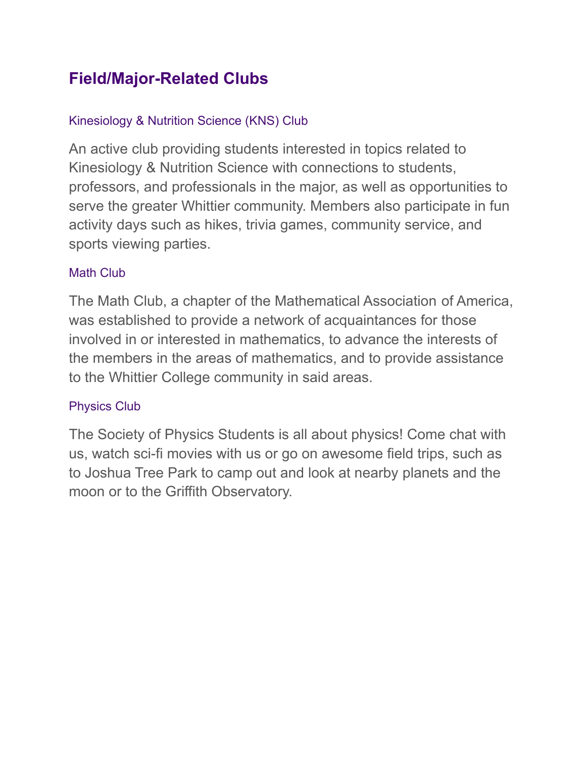## Field/Major-Related Clubs

### Kinesiology & Nutrition Science (KNS) Club

An active club providing students interested in topics related to Kinesiology & Nutrition Science with connections to students, professors, and professionals in the major, as well as opportunities to serve the greater Whittier community. Members also participate in fun activity days such as hikes, trivia games, community service, and sports viewing parties.

### Math Club

The Math Club, a chapter of the Mathematical Association of America, was established to provide a network of acquaintances for those involved in or interested in mathematics, to advance the interests of the members in the areas of mathematics, and to provide assistance to the Whittier College community in said areas.

### Physics Club

The Society of Physics Students is all about physics! Come chat with us, watch sci-fi movies with us or go on awesome field trips, such as to Joshua Tree Park to camp out and look at nearby planets and the moon or to the Griffith Observatory.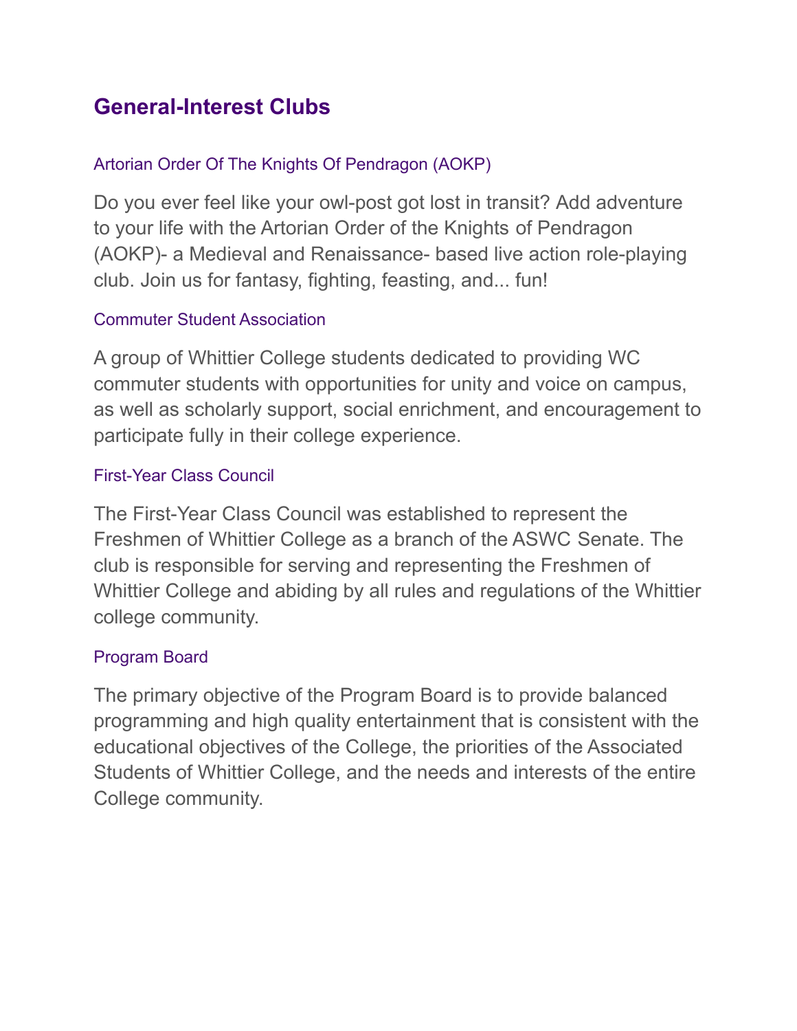## General-Interest Clubs

### Artorian Order Of The Knights Of Pendragon (AOKP)

Do you ever feel like your owl-post got lost in transit? Add adventure to your life with the Artorian Order of the Knights of Pendragon (AOKP)- a Medieval and Renaissance- based live action role-playing club. Join us for fantasy, fighting, feasting, and... fun!

### Commuter Student Association

A group of Whittier College students dedicated to providing WC commuter students with opportunities for unity and voice on campus, as well as scholarly support, social enrichment, and encouragement to participate fully in their college experience.

### First-Year Class Council

The First-Year Class Council was established to represent the Freshmen of Whittier College as a branch of the ASWC Senate. The club is responsible for serving and representing the Freshmen of Whittier College and abiding by all rules and regulations of the Whittier college community.

### Program Board

The primary objective of the Program Board is to provide balanced programming and high quality entertainment that is consistent with the educational objectives of the College, the priorities of the Associated Students of Whittier College, and the needs and interests of the entire College community.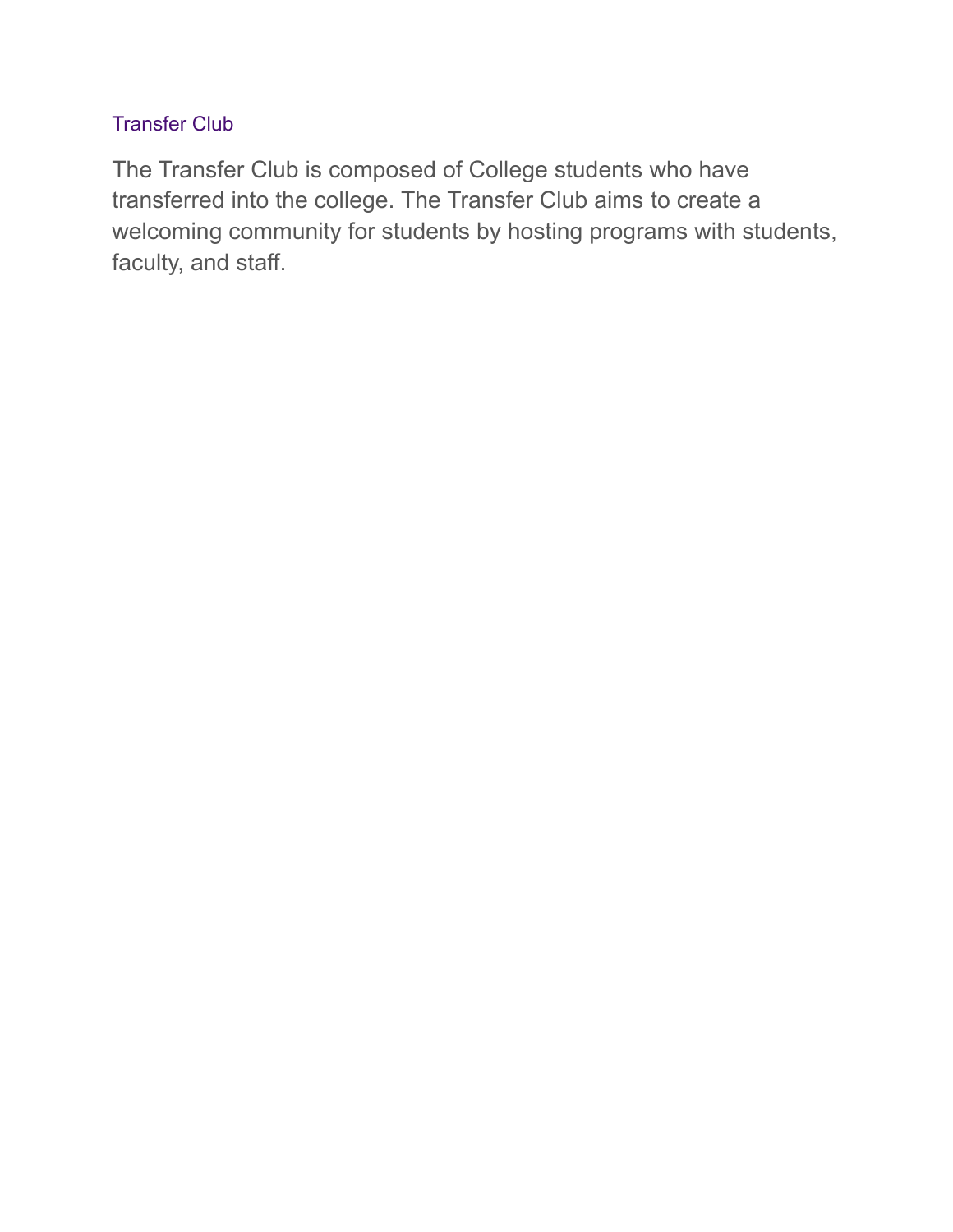## Transfer Club

The Transfer Club is composed of College students who have transferred into the college. The Transfer Club aims to create a welcoming community for students by hosting programs with students, faculty, and staff.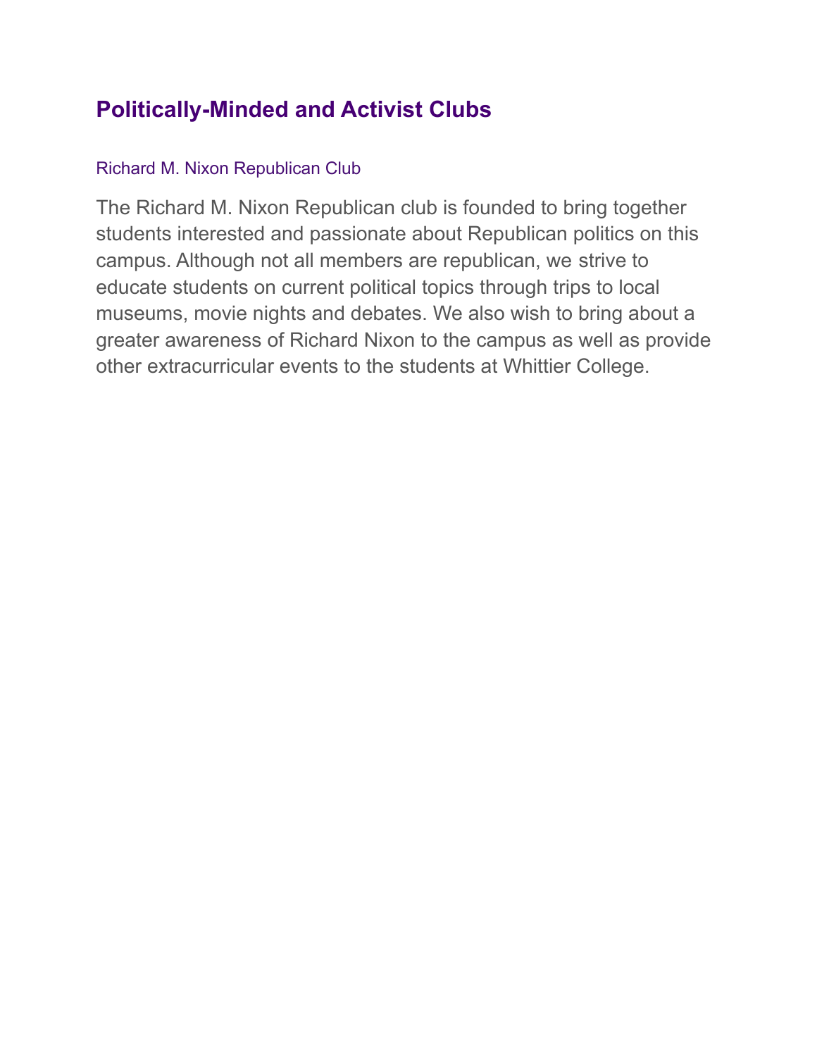## Politically-Minded and Activist Clubs

### Richard M. Nixon Republican Club

The Richard M. Nixon Republican club is founded to bring together students interested and passionate about Republican politics on this campus. Although not all members are republican, we strive to educate students on current political topics through trips to local museums, movie nights and debates. We also wish to bring about a greater awareness of Richard Nixon to the campus as well as provide other extracurricular events to the students at Whittier College.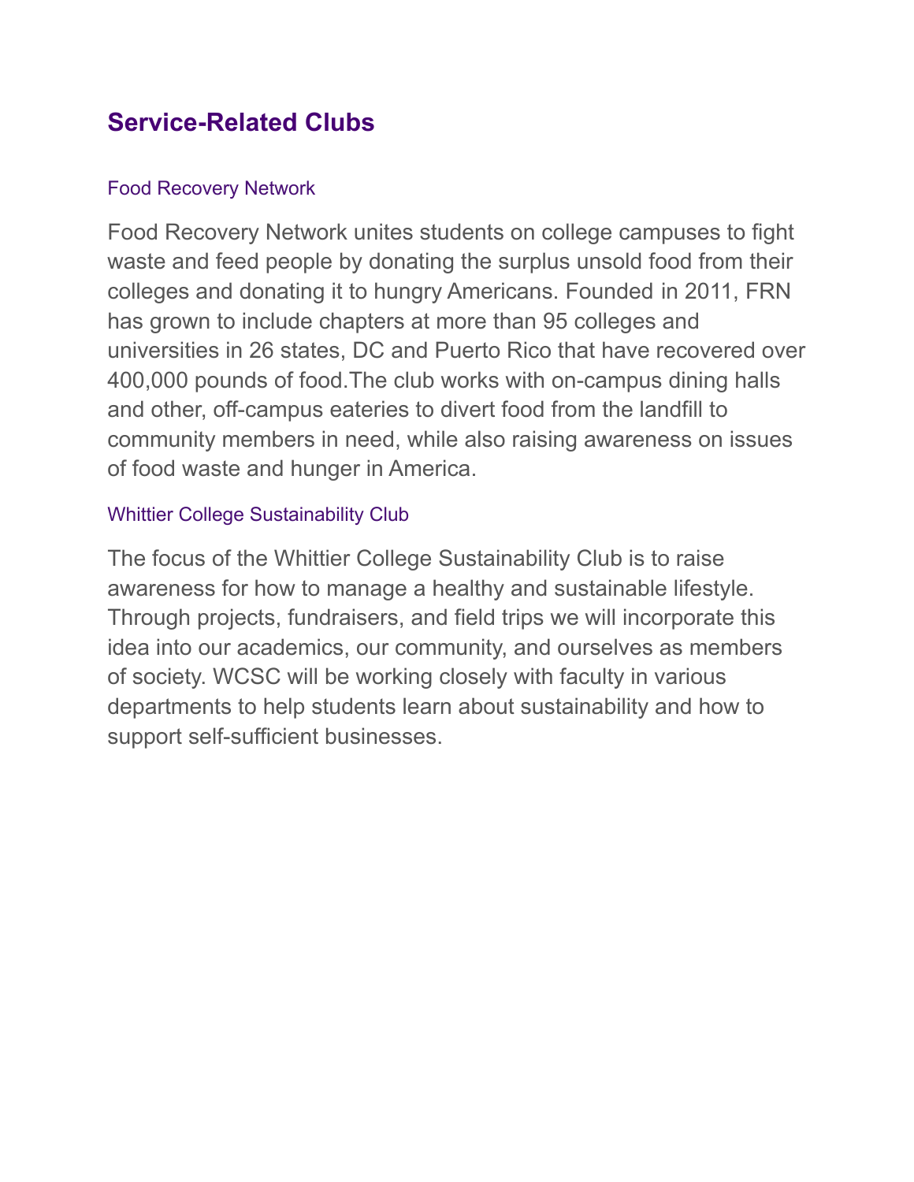## Service-Related Clubs

### Food Recovery Network

Food Recovery Network unites students on college campuses to fight waste and feed people by donating the surplus unsold food from their colleges and donating it to hungry Americans. Founded in 2011, FRN has grown to include chapters at more than 95 colleges and universities in 26 states, DC and Puerto Rico that have recovered over 400,000 pounds of food.The club works with on-campus dining halls and other, off-campus eateries to divert food from the landfill to community members in need, while also raising awareness on issues of food waste and hunger in America.

### Whittier College Sustainability Club

The focus of the Whittier College Sustainability Club is to raise awareness for how to manage a healthy and sustainable lifestyle. Through projects, fundraisers, and field trips we will incorporate this idea into our academics, our community, and ourselves as members of society. WCSC will be working closely with faculty in various departments to help students learn about sustainability and how to support self-sufficient businesses.